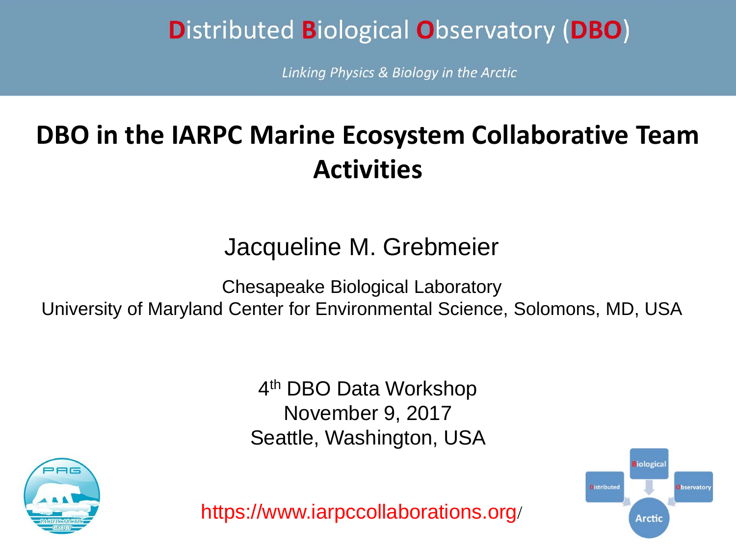Distributed Biological Observatory (DBO)

*Linking Physics & Biology in the Arctic*

# DBO in the IARPC Marine Ecosystem Collaborative Team Activities

Jacqueline M. Grebmeier

Chesapeake Biological Laboratory
University of Maryland Center for Environmental Science, Solomons, MD, USA

4th DBO Data Workshop
November 9, 2017
Seattle, Washington, USA

https://www.iarpccollaborations.org/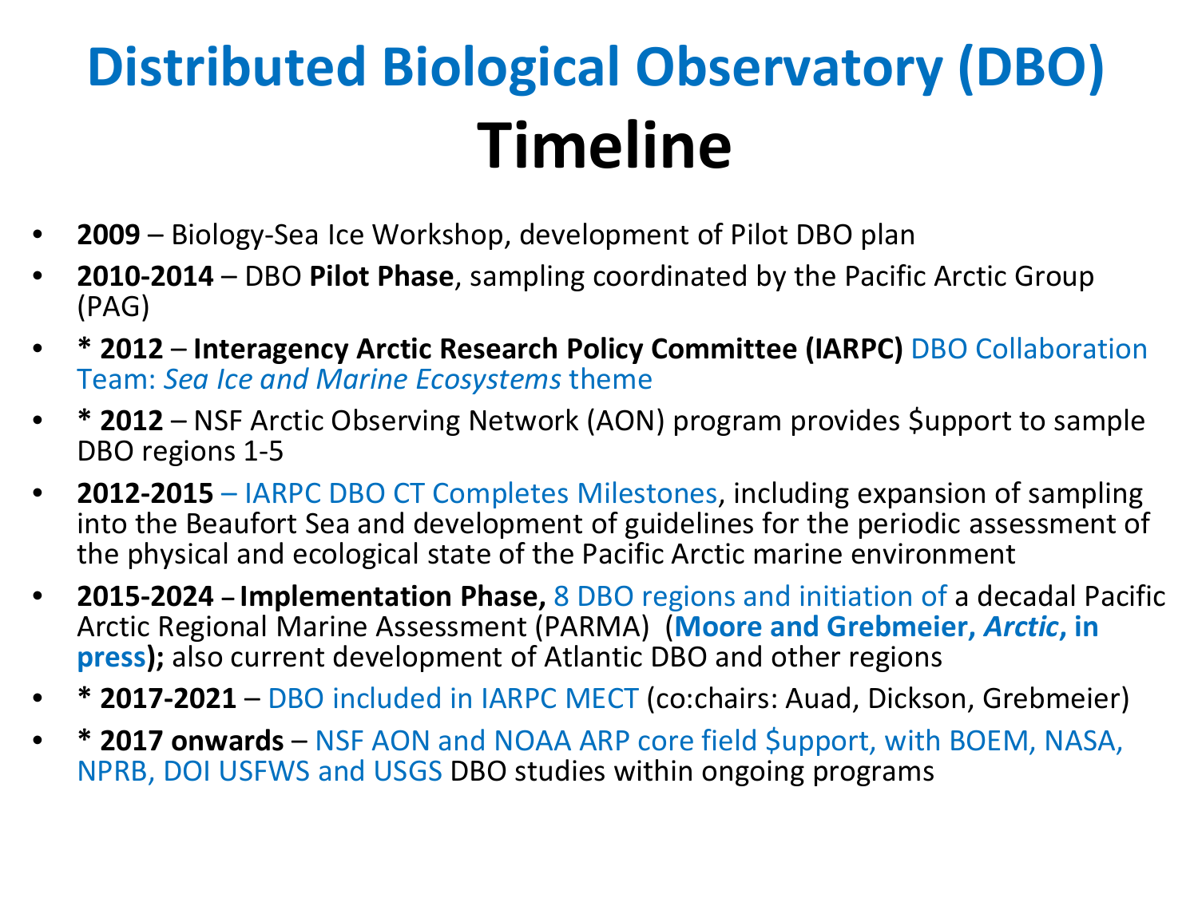# Distributed Biological Observatory (DBO) Timeline

- **2009** – Biology-Sea Ice Workshop, development of Pilot DBO plan
- **2010-2014** – DBO **Pilot Phase**, sampling coordinated by the Pacific Arctic Group (PAG)
- **\* 2012** – **Interagency Arctic Research Policy Committee (IARPC)** DBO Collaboration Team: *Sea Ice and Marine Ecosystems* theme
- **\* 2012** – NSF Arctic Observing Network (AON) program provides $upport to sample DBO regions 1-5
- **2012-2015** – IARPC DBO CT Completes Milestones, including expansion of sampling into the Beaufort Sea and development of guidelines for the periodic assessment of the physical and ecological state of the Pacific Arctic marine environment
- **2015-2024** – **Implementation Phase,** 8 DBO regions and initiation of a decadal Pacific Arctic Regional Marine Assessment (PARMA) (**Moore and Grebmeier, *Arctic*, in press**); also current development of Atlantic DBO and other regions
- **\* 2017-2021** – DBO included in IARPC MECT (co:chairs: Auad, Dickson, Grebmeier)
- **\* 2017 onwards** – NSF AON and NOAA ARP core field $upport, with BOEM, NASA, NPRB, DOI USFWS and USGS DBO studies within ongoing programs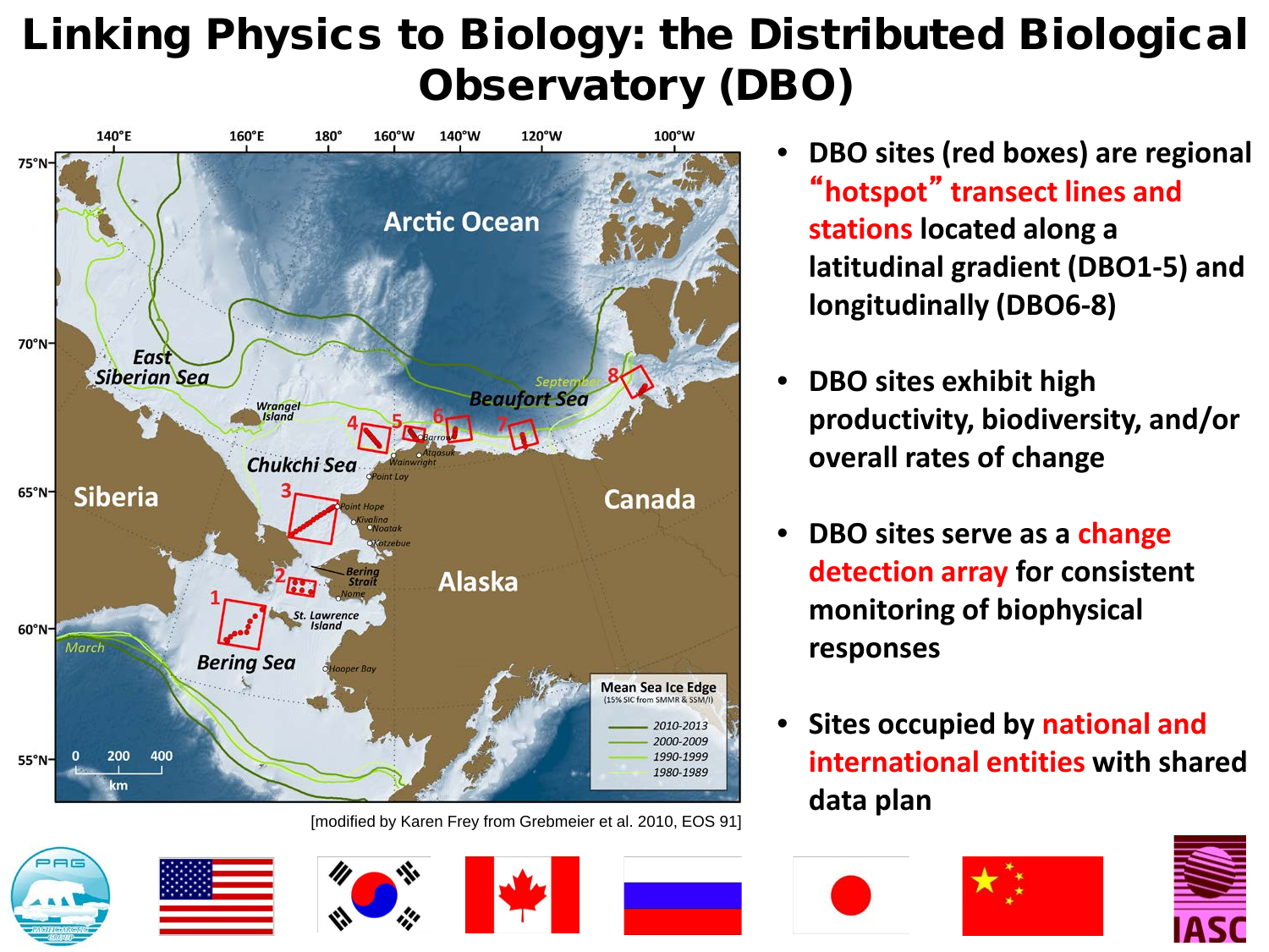# Linking Physics to Biology: the Distributed Biological Observatory (DBO)

- DBO sites (red boxes) are regional "hotspot" transect lines and stations located along a latitudinal gradient (DBO1-5) and longitudinally (DBO6-8)
- DBO sites exhibit high productivity, biodiversity, and/or overall rates of change
- DBO sites serve as a change detection array for consistent monitoring of biophysical responses
- Sites occupied by national and international entities with shared data plan

[modified by Karen Frey from Grebmeier et al. 2010, EOS 91]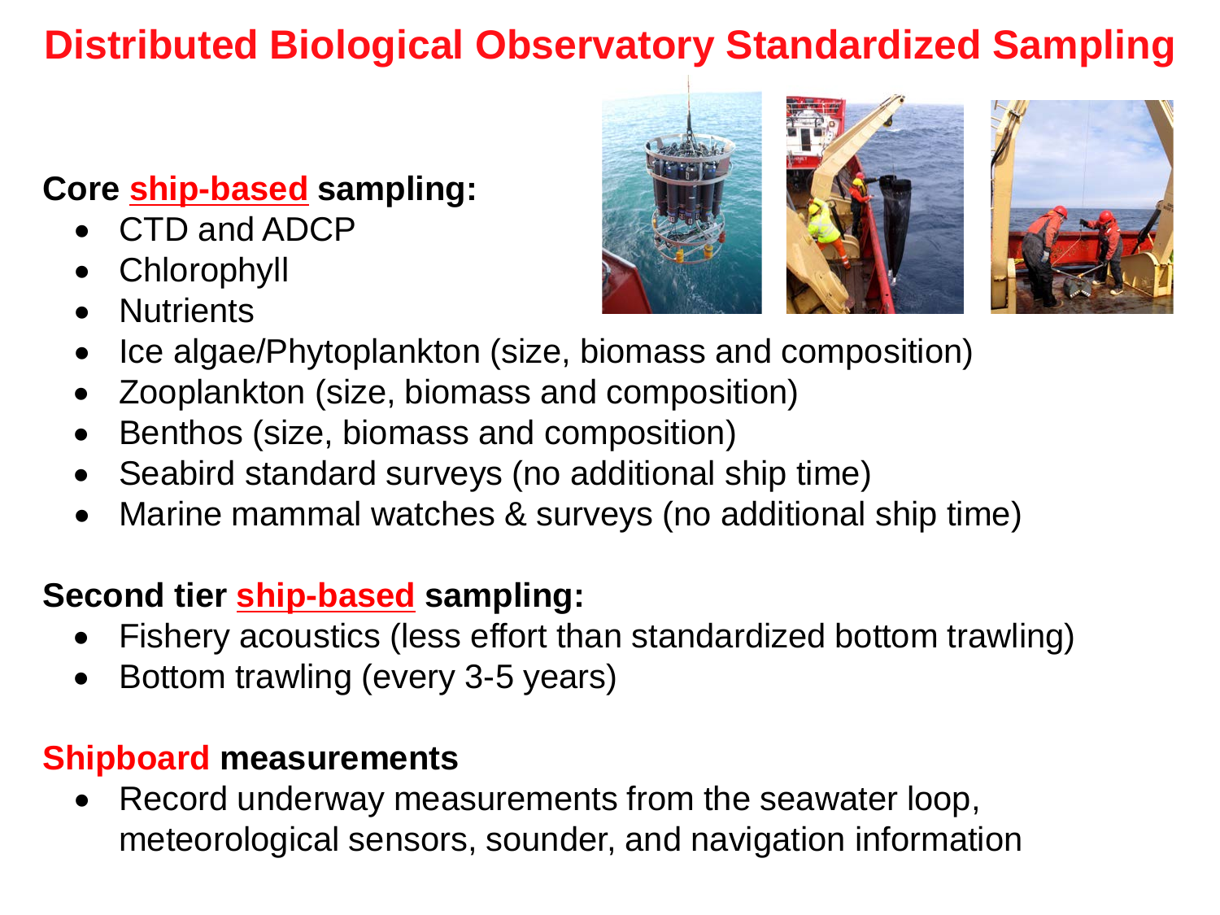# Distributed Biological Observatory Standardized Sampling

**Core ship-based sampling:**

- CTD and ADCP
- Chlorophyll
- Nutrients
- Ice algae/Phytoplankton (size, biomass and composition)
- Zooplankton (size, biomass and composition)
- Benthos (size, biomass and composition)
- Seabird standard surveys (no additional ship time)
- Marine mammal watches & surveys (no additional ship time)

**Second tier ship-based sampling:**

- Fishery acoustics (less effort than standardized bottom trawling)
- Bottom trawling (every 3-5 years)

**Shipboard measurements**

- Record underway measurements from the seawater loop, meteorological sensors, sounder, and navigation information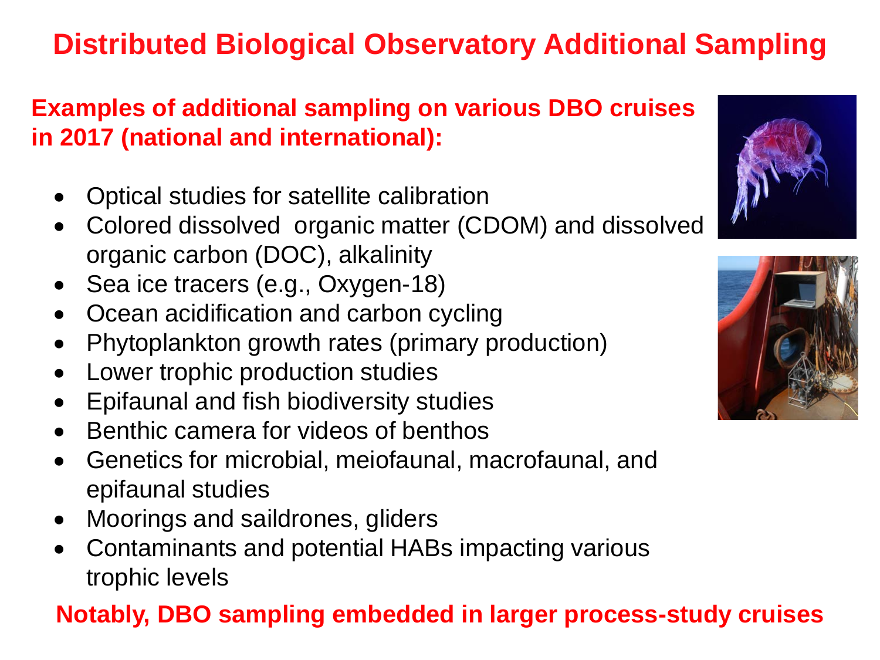# Distributed Biological Observatory Additional Sampling

**Examples of additional sampling on various DBO cruises in 2017 (national and international):**

- Optical studies for satellite calibration
- Colored dissolved organic matter (CDOM) and dissolved organic carbon (DOC), alkalinity
- Sea ice tracers (e.g., Oxygen-18)
- Ocean acidification and carbon cycling
- Phytoplankton growth rates (primary production)
- Lower trophic production studies
- Epifaunal and fish biodiversity studies
- Benthic camera for videos of benthos
- Genetics for microbial, meiofaunal, macrofaunal, and epifaunal studies
- Moorings and saildrones, gliders
- Contaminants and potential HABs impacting various trophic levels

**Notably, DBO sampling embedded in larger process-study cruises**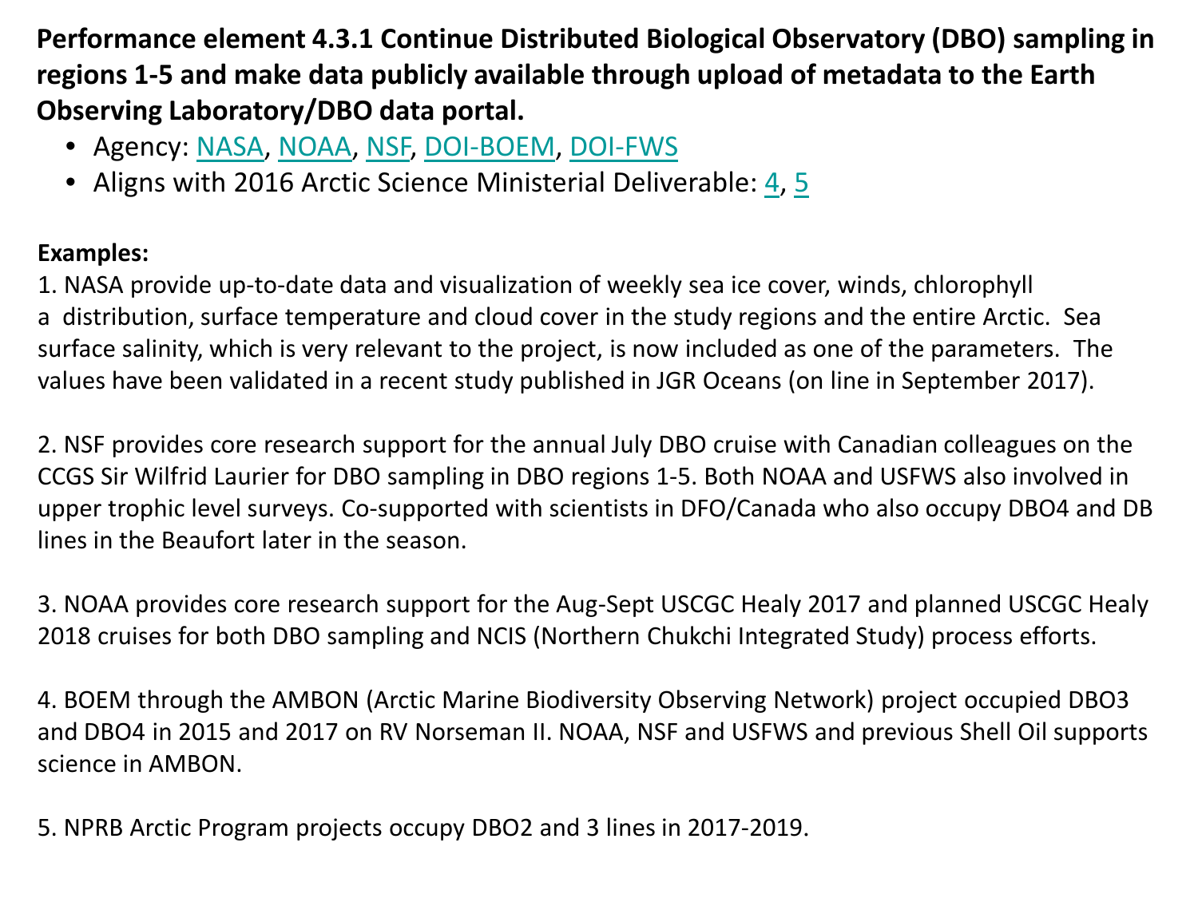**Performance element 4.3.1 Continue Distributed Biological Observatory (DBO) sampling in regions 1-5 and make data publicly available through upload of metadata to the Earth Observing Laboratory/DBO data portal.**

- Agency: NASA, NOAA, NSF, DOI-BOEM, DOI-FWS
- Aligns with 2016 Arctic Science Ministerial Deliverable: 4, 5

**Examples:**

1. NASA provide up-to-date data and visualization of weekly sea ice cover, winds, chlorophyll a distribution, surface temperature and cloud cover in the study regions and the entire Arctic. Sea surface salinity, which is very relevant to the project, is now included as one of the parameters. The values have been validated in a recent study published in JGR Oceans (on line in September 2017).

2. NSF provides core research support for the annual July DBO cruise with Canadian colleagues on the CCGS Sir Wilfrid Laurier for DBO sampling in DBO regions 1-5. Both NOAA and USFWS also involved in upper trophic level surveys. Co-supported with scientists in DFO/Canada who also occupy DBO4 and DB lines in the Beaufort later in the season.

3. NOAA provides core research support for the Aug-Sept USCGC Healy 2017 and planned USCGC Healy 2018 cruises for both DBO sampling and NCIS (Northern Chukchi Integrated Study) process efforts.

4. BOEM through the AMBON (Arctic Marine Biodiversity Observing Network) project occupied DBO3 and DBO4 in 2015 and 2017 on RV Norseman II. NOAA, NSF and USFWS and previous Shell Oil supports science in AMBON.

5. NPRB Arctic Program projects occupy DBO2 and 3 lines in 2017-2019.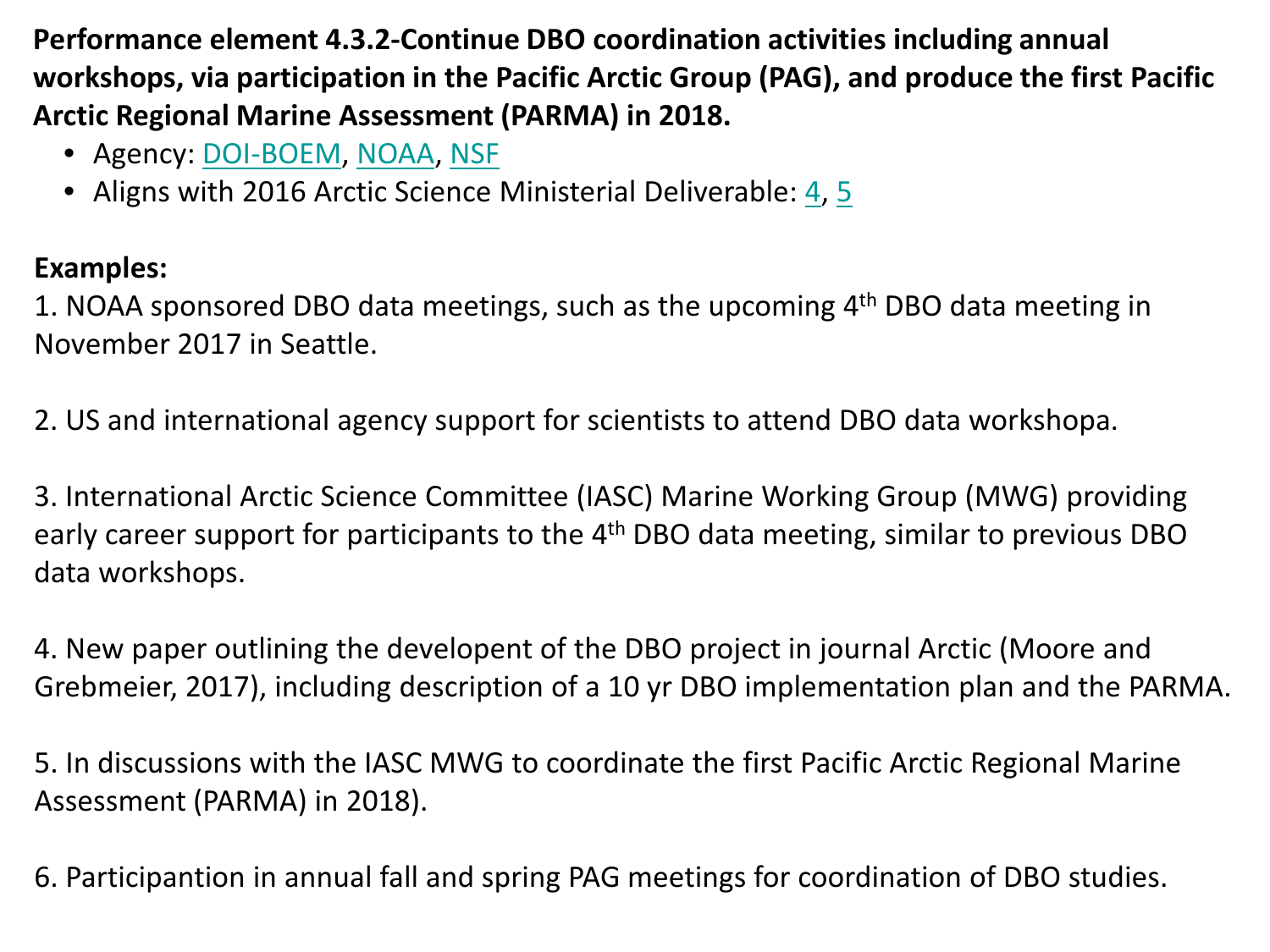**Performance element 4.3.2-Continue DBO coordination activities including annual workshops, via participation in the Pacific Arctic Group (PAG), and produce the first Pacific Arctic Regional Marine Assessment (PARMA) in 2018.**

- Agency: DOI-BOEM, NOAA, NSF
- Aligns with 2016 Arctic Science Ministerial Deliverable: 4, 5

**Examples:**

1. NOAA sponsored DBO data meetings, such as the upcoming 4th DBO data meeting in November 2017 in Seattle.

2. US and international agency support for scientists to attend DBO data workshopa.

3. International Arctic Science Committee (IASC) Marine Working Group (MWG) providing early career support for participants to the 4th DBO data meeting, similar to previous DBO data workshops.

4. New paper outlining the developent of the DBO project in journal Arctic (Moore and Grebmeier, 2017), including description of a 10 yr DBO implementation plan and the PARMA.

5. In discussions with the IASC MWG to coordinate the first Pacific Arctic Regional Marine Assessment (PARMA) in 2018).

6. Participantion in annual fall and spring PAG meetings for coordination of DBO studies.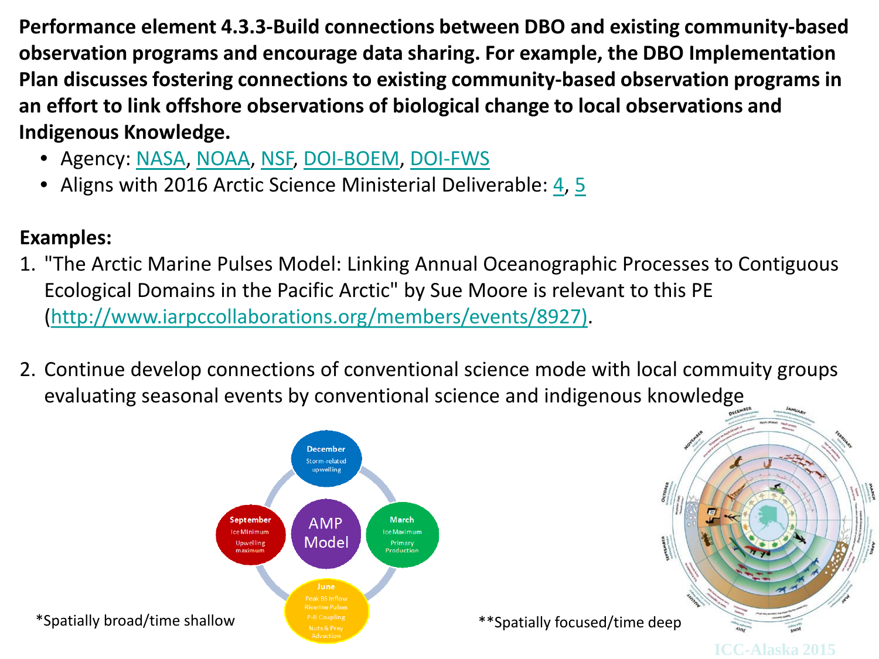**Performance element 4.3.3-Build connections between DBO and existing community-based observation programs and encourage data sharing. For example, the DBO Implementation Plan discusses fostering connections to existing community-based observation programs in an effort to link offshore observations of biological change to local observations and Indigenous Knowledge.**

- Agency: NASA, NOAA, NSF, DOI-BOEM, DOI-FWS
- Aligns with 2016 Arctic Science Ministerial Deliverable: 4, 5

**Examples:**

1. "The Arctic Marine Pulses Model: Linking Annual Oceanographic Processes to Contiguous Ecological Domains in the Pacific Arctic" by Sue Moore is relevant to this PE (http://www.iarpccollaborations.org/members/events/8927).

2. Continue develop connections of conventional science mode with local commuity groups evaluating seasonal events by conventional science and indigenous knowledge

AMP Model: December – Storm-related upwelling; March – Ice Maximum, Primary Production; June – Peak BS Inflow, Riverine Pulses, P-B Coupling, Nuts & Prey Advection; September – Ice Minimum, Upwelling maximum

*Spatially broad/time shallow

**Spatially focused/time deep

ICC-Alaska 2015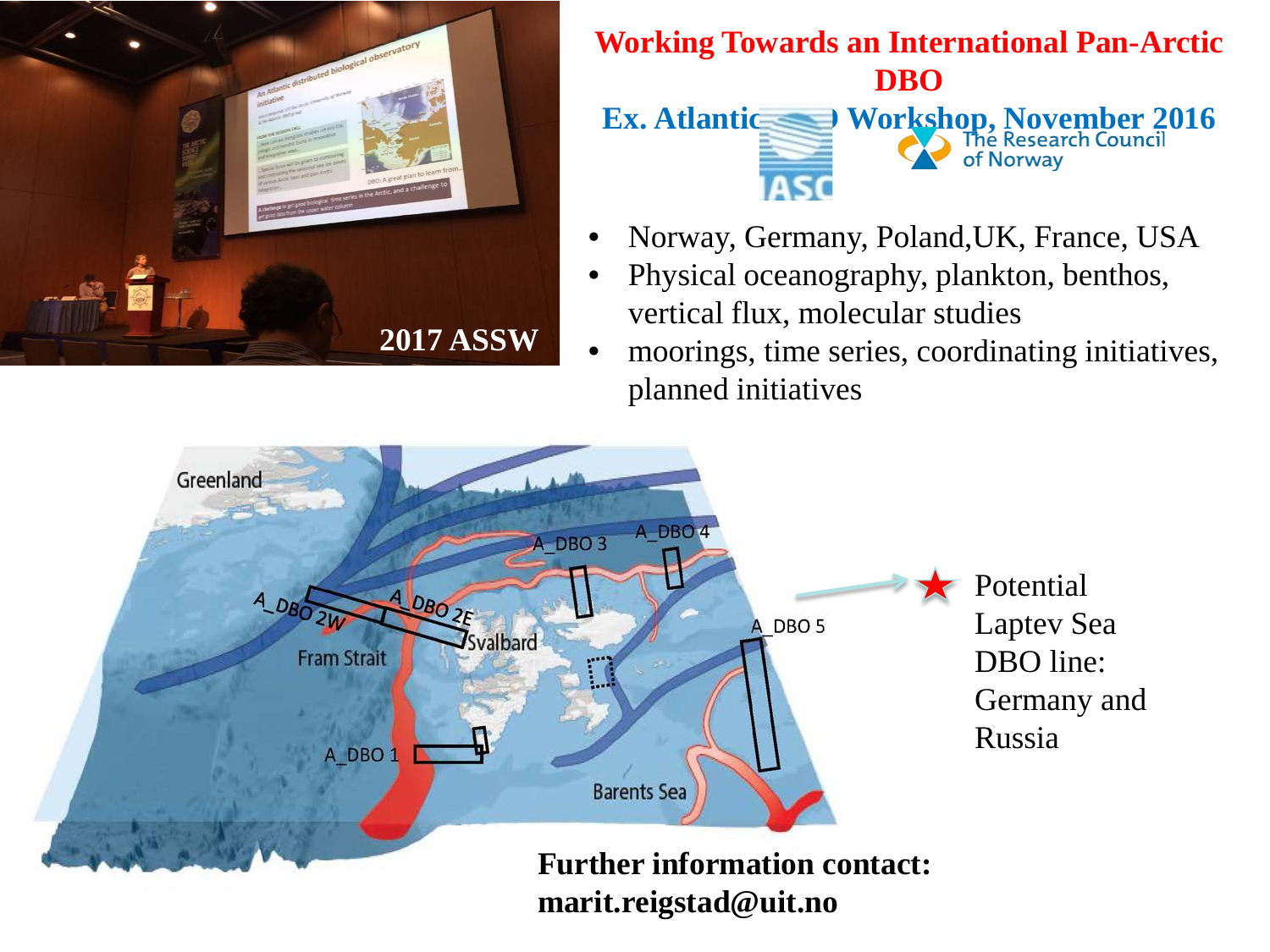# Working Towards an International Pan-Arctic DBO

## Ex. Atlantic DBO Workshop, November 2016

- Norway, Germany, Poland,UK, France, USA
- Physical oceanography, plankton, benthos, vertical flux, molecular studies
- moorings, time series, coordinating initiatives, planned initiatives

2017 ASSW

Greenland

A_DBO 2W

A_DBO 2E

A_DBO 3

A_DBO 4

A_DBO 5

A_DBO 1

Fram Strait

Svalbard

Barents Sea

★ Potential Laptev Sea DBO line: Germany and Russia

**Further information contact: marit.reigstad@uit.no**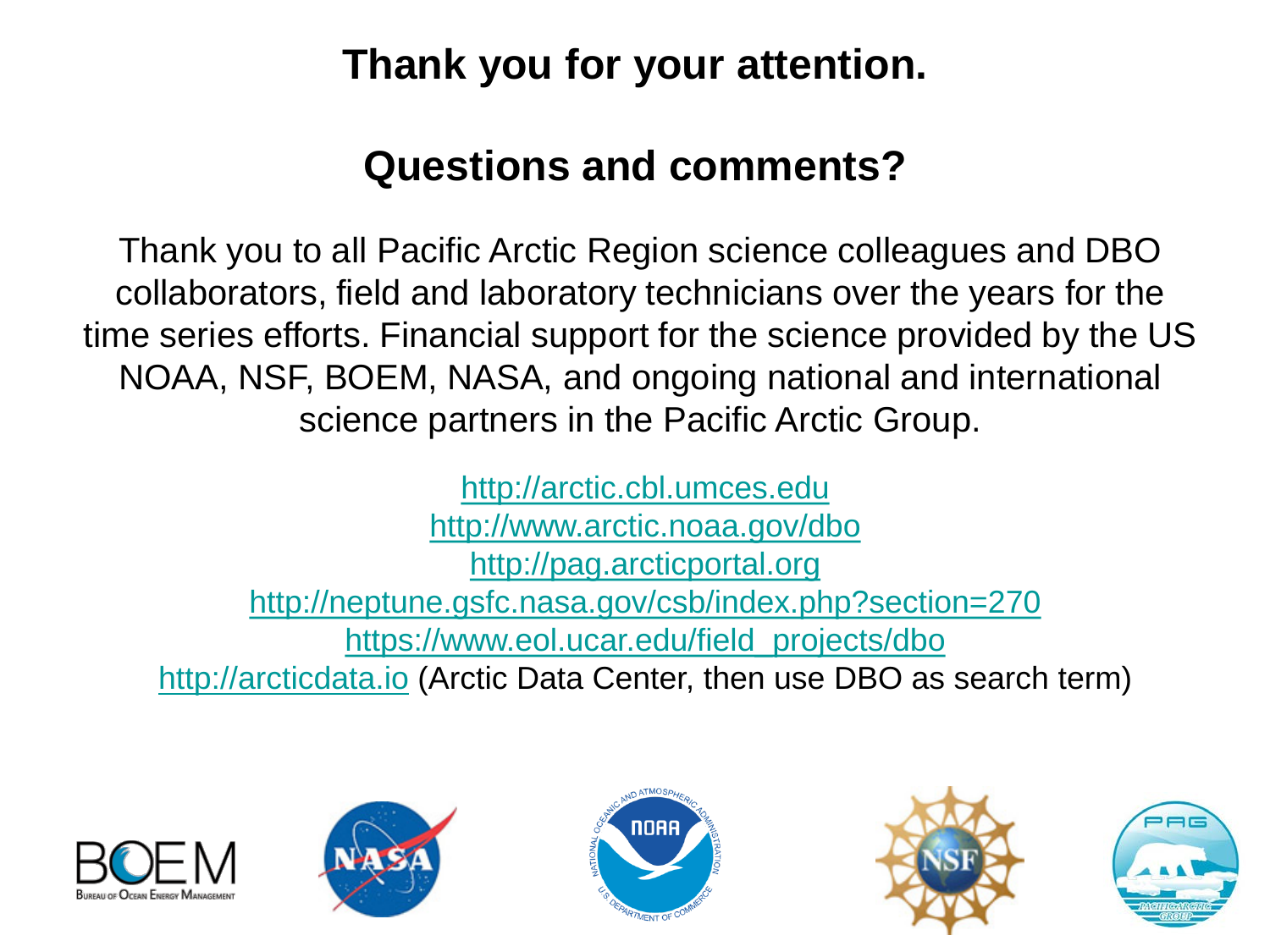# Thank you for your attention.

# Questions and comments?

Thank you to all Pacific Arctic Region science colleagues and DBO collaborators, field and laboratory technicians over the years for the time series efforts. Financial support for the science provided by the US NOAA, NSF, BOEM, NASA, and ongoing national and international science partners in the Pacific Arctic Group.

http://arctic.cbl.umces.edu
http://www.arctic.noaa.gov/dbo
http://pag.arcticportal.org
http://neptune.gsfc.nasa.gov/csb/index.php?section=270
https://www.eol.ucar.edu/field_projects/dbo
http://arcticdata.io (Arctic Data Center, then use DBO as search term)